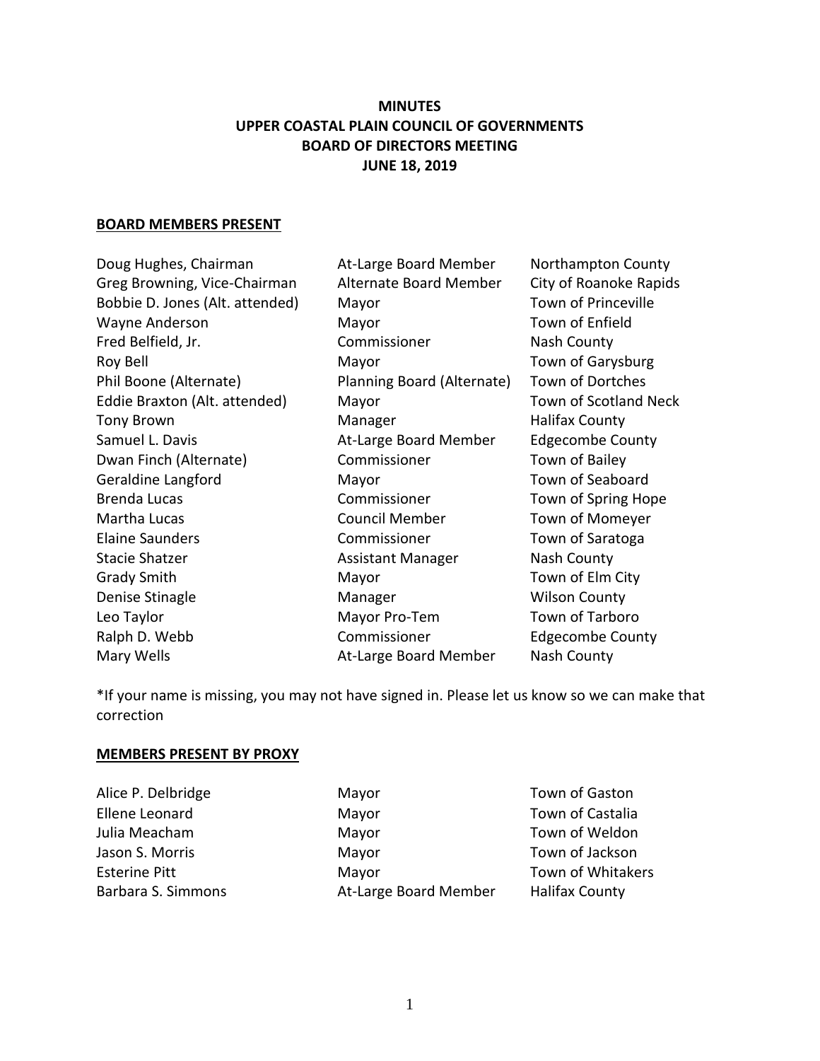# MINUTES
# UPPER COASTAL PLAIN COUNCIL OF GOVERNMENTS
# BOARD OF DIRECTORS MEETING
# JUNE 18, 2019

## BOARD MEMBERS PRESENT

| | | |
|---|---|---|
| Doug Hughes, Chairman | At-Large Board Member | Northampton County |
| Greg Browning, Vice-Chairman | Alternate Board Member | City of Roanoke Rapids |
| Bobbie D. Jones (Alt. attended) | Mayor | Town of Princeville |
| Wayne Anderson | Mayor | Town of Enfield |
| Fred Belfield, Jr. | Commissioner | Nash County |
| Roy Bell | Mayor | Town of Garysburg |
| Phil Boone (Alternate) | Planning Board (Alternate) | Town of Dortches |
| Eddie Braxton (Alt. attended) | Mayor | Town of Scotland Neck |
| Tony Brown | Manager | Halifax County |
| Samuel L. Davis | At-Large Board Member | Edgecombe County |
| Dwan Finch (Alternate) | Commissioner | Town of Bailey |
| Geraldine Langford | Mayor | Town of Seaboard |
| Brenda Lucas | Commissioner | Town of Spring Hope |
| Martha Lucas | Council Member | Town of Momeyer |
| Elaine Saunders | Commissioner | Town of Saratoga |
| Stacie Shatzer | Assistant Manager | Nash County |
| Grady Smith | Mayor | Town of Elm City |
| Denise Stinagle | Manager | Wilson County |
| Leo Taylor | Mayor Pro-Tem | Town of Tarboro |
| Ralph D. Webb | Commissioner | Edgecombe County |
| Mary Wells | At-Large Board Member | Nash County |

*If your name is missing, you may not have signed in. Please let us know so we can make that correction

## MEMBERS PRESENT BY PROXY

| | | |
|---|---|---|
| Alice P. Delbridge | Mayor | Town of Gaston |
| Ellene Leonard | Mayor | Town of Castalia |
| Julia Meacham | Mayor | Town of Weldon |
| Jason S. Morris | Mayor | Town of Jackson |
| Esterine Pitt | Mayor | Town of Whitakers |
| Barbara S. Simmons | At-Large Board Member | Halifax County |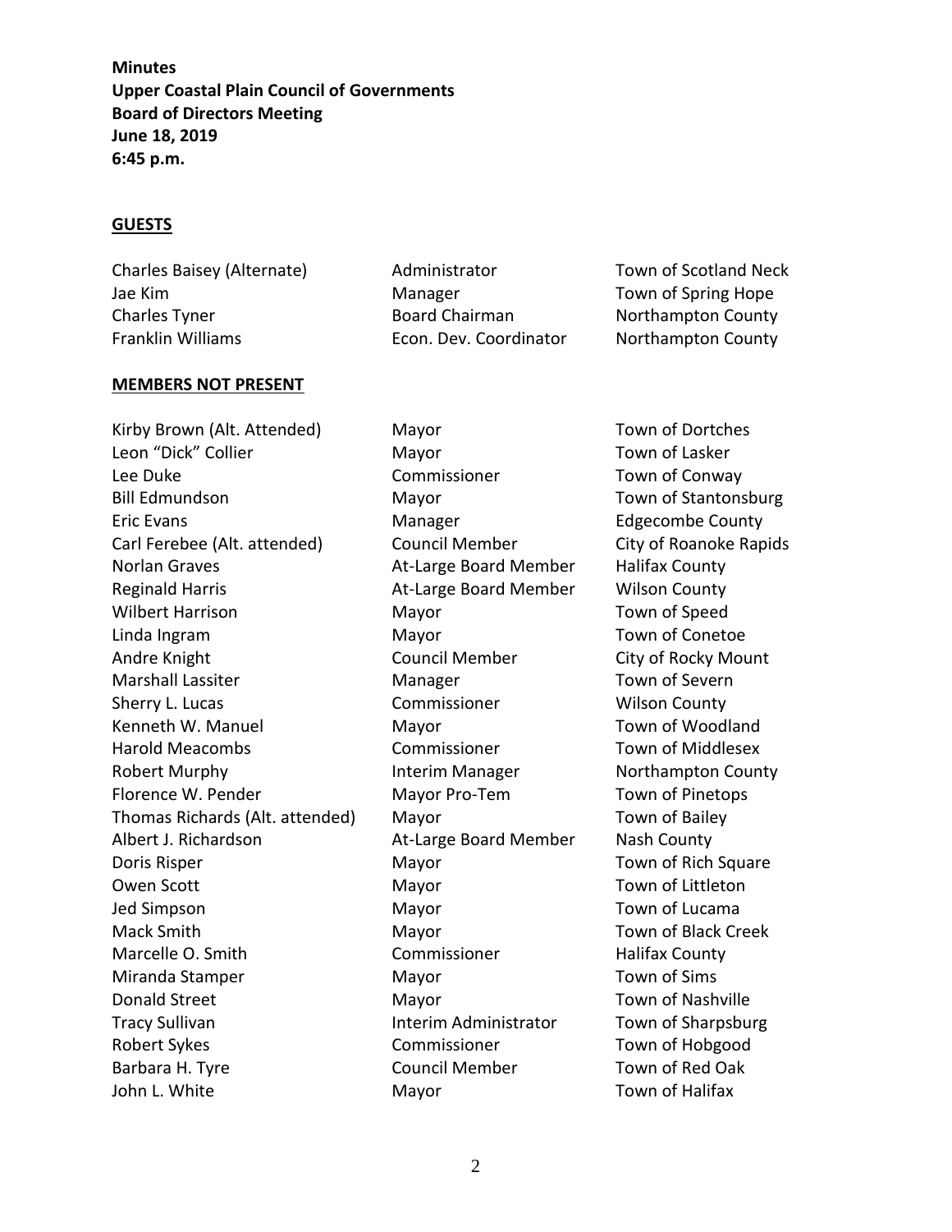**Minutes**
**Upper Coastal Plain Council of Governments**
**Board of Directors Meeting**
**June 18, 2019**
**6:45 p.m.**

**GUESTS**

| | | |
|---|---|---|
| Charles Baisey (Alternate) | Administrator | Town of Scotland Neck |
| Jae Kim | Manager | Town of Spring Hope |
| Charles Tyner | Board Chairman | Northampton County |
| Franklin Williams | Econ. Dev. Coordinator | Northampton County |

**MEMBERS NOT PRESENT**

| | | |
|---|---|---|
| Kirby Brown (Alt. Attended) | Mayor | Town of Dortches |
| Leon "Dick" Collier | Mayor | Town of Lasker |
| Lee Duke | Commissioner | Town of Conway |
| Bill Edmundson | Mayor | Town of Stantonsburg |
| Eric Evans | Manager | Edgecombe County |
| Carl Ferebee (Alt. attended) | Council Member | City of Roanoke Rapids |
| Norlan Graves | At-Large Board Member | Halifax County |
| Reginald Harris | At-Large Board Member | Wilson County |
| Wilbert Harrison | Mayor | Town of Speed |
| Linda Ingram | Mayor | Town of Conetoe |
| Andre Knight | Council Member | City of Rocky Mount |
| Marshall Lassiter | Manager | Town of Severn |
| Sherry L. Lucas | Commissioner | Wilson County |
| Kenneth W. Manuel | Mayor | Town of Woodland |
| Harold Meacombs | Commissioner | Town of Middlesex |
| Robert Murphy | Interim Manager | Northampton County |
| Florence W. Pender | Mayor Pro-Tem | Town of Pinetops |
| Thomas Richards (Alt. attended) | Mayor | Town of Bailey |
| Albert J. Richardson | At-Large Board Member | Nash County |
| Doris Risper | Mayor | Town of Rich Square |
| Owen Scott | Mayor | Town of Littleton |
| Jed Simpson | Mayor | Town of Lucama |
| Mack Smith | Mayor | Town of Black Creek |
| Marcelle O. Smith | Commissioner | Halifax County |
| Miranda Stamper | Mayor | Town of Sims |
| Donald Street | Mayor | Town of Nashville |
| Tracy Sullivan | Interim Administrator | Town of Sharpsburg |
| Robert Sykes | Commissioner | Town of Hobgood |
| Barbara H. Tyre | Council Member | Town of Red Oak |
| John L. White | Mayor | Town of Halifax |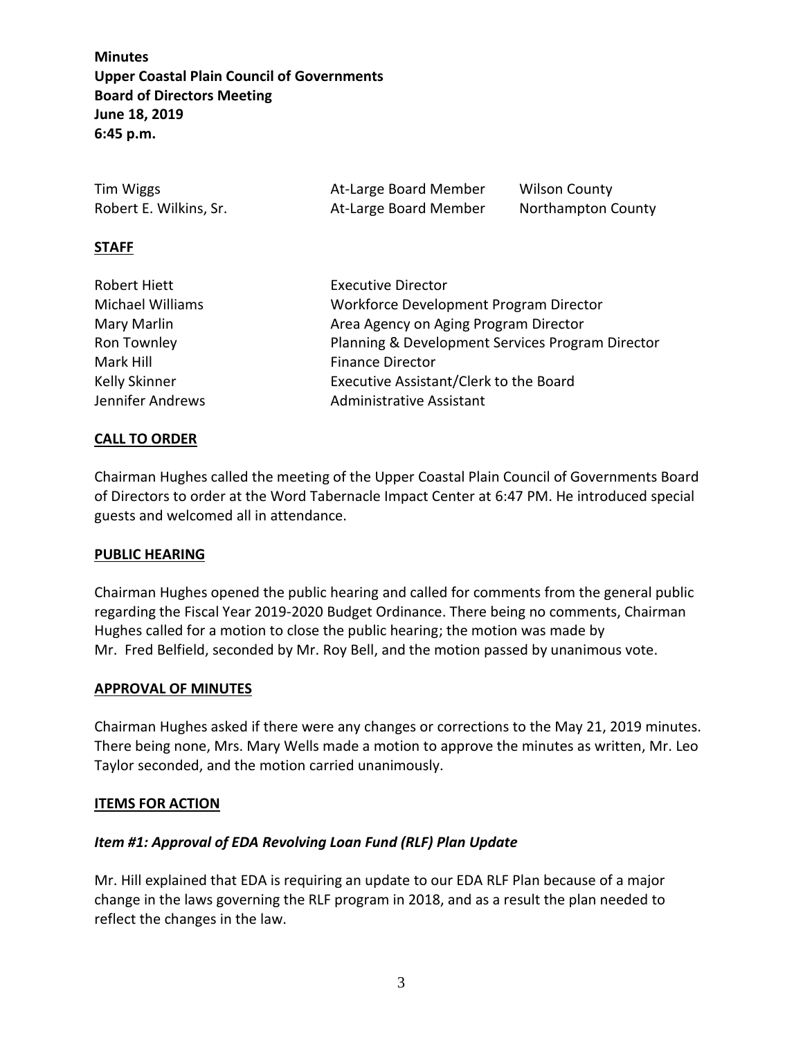**Minutes**
**Upper Coastal Plain Council of Governments**
**Board of Directors Meeting**
**June 18, 2019**
**6:45 p.m.**

| | | |
|---|---|---|
| Tim Wiggs | At-Large Board Member | Wilson County |
| Robert E. Wilkins, Sr. | At-Large Board Member | Northampton County |

## STAFF

| | |
|---|---|
| Robert Hiett | Executive Director |
| Michael Williams | Workforce Development Program Director |
| Mary Marlin | Area Agency on Aging Program Director |
| Ron Townley | Planning & Development Services Program Director |
| Mark Hill | Finance Director |
| Kelly Skinner | Executive Assistant/Clerk to the Board |
| Jennifer Andrews | Administrative Assistant |

## CALL TO ORDER

Chairman Hughes called the meeting of the Upper Coastal Plain Council of Governments Board of Directors to order at the Word Tabernacle Impact Center at 6:47 PM. He introduced special guests and welcomed all in attendance.

## PUBLIC HEARING

Chairman Hughes opened the public hearing and called for comments from the general public regarding the Fiscal Year 2019-2020 Budget Ordinance. There being no comments, Chairman Hughes called for a motion to close the public hearing; the motion was made by Mr. Fred Belfield, seconded by Mr. Roy Bell, and the motion passed by unanimous vote.

## APPROVAL OF MINUTES

Chairman Hughes asked if there were any changes or corrections to the May 21, 2019 minutes. There being none, Mrs. Mary Wells made a motion to approve the minutes as written, Mr. Leo Taylor seconded, and the motion carried unanimously.

## ITEMS FOR ACTION

### *Item #1: Approval of EDA Revolving Loan Fund (RLF) Plan Update*

Mr. Hill explained that EDA is requiring an update to our EDA RLF Plan because of a major change in the laws governing the RLF program in 2018, and as a result the plan needed to reflect the changes in the law.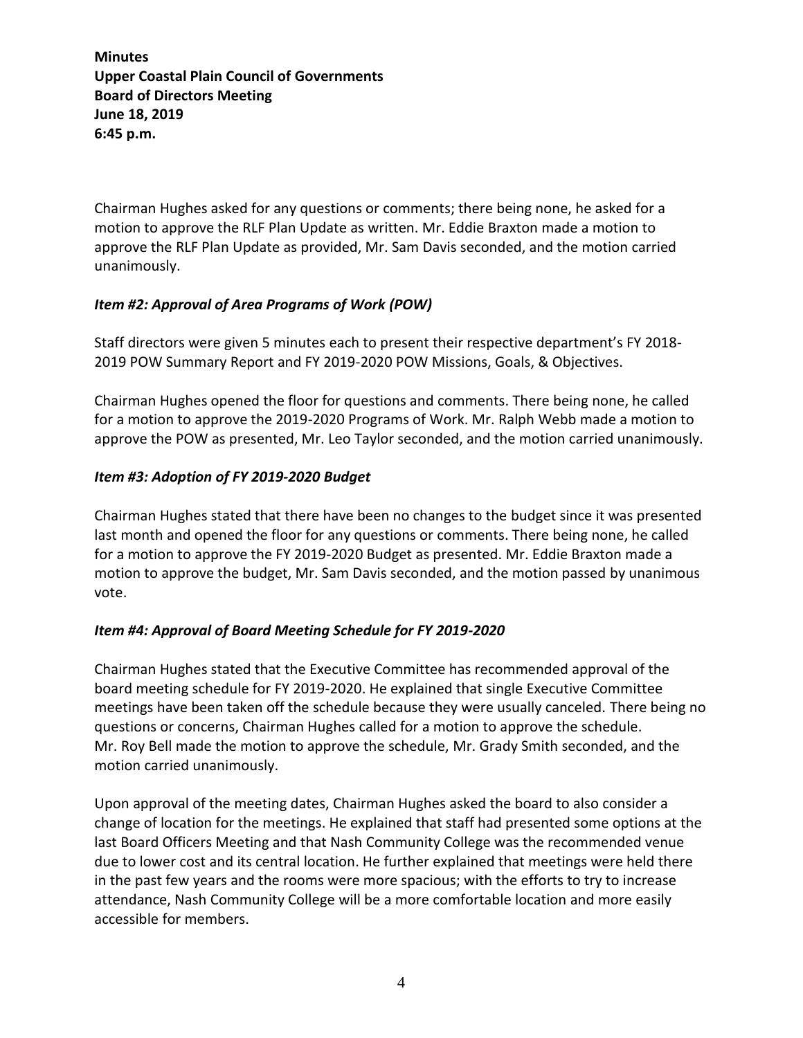**Minutes**
**Upper Coastal Plain Council of Governments**
**Board of Directors Meeting**
**June 18, 2019**
**6:45 p.m.**

Chairman Hughes asked for any questions or comments; there being none, he asked for a motion to approve the RLF Plan Update as written. Mr. Eddie Braxton made a motion to approve the RLF Plan Update as provided, Mr. Sam Davis seconded, and the motion carried unanimously.

### *Item #2: Approval of Area Programs of Work (POW)*

Staff directors were given 5 minutes each to present their respective department's FY 2018-2019 POW Summary Report and FY 2019-2020 POW Missions, Goals, & Objectives.

Chairman Hughes opened the floor for questions and comments. There being none, he called for a motion to approve the 2019-2020 Programs of Work. Mr. Ralph Webb made a motion to approve the POW as presented, Mr. Leo Taylor seconded, and the motion carried unanimously.

### *Item #3: Adoption of FY 2019-2020 Budget*

Chairman Hughes stated that there have been no changes to the budget since it was presented last month and opened the floor for any questions or comments. There being none, he called for a motion to approve the FY 2019-2020 Budget as presented. Mr. Eddie Braxton made a motion to approve the budget, Mr. Sam Davis seconded, and the motion passed by unanimous vote.

### *Item #4: Approval of Board Meeting Schedule for FY 2019-2020*

Chairman Hughes stated that the Executive Committee has recommended approval of the board meeting schedule for FY 2019-2020. He explained that single Executive Committee meetings have been taken off the schedule because they were usually canceled. There being no questions or concerns, Chairman Hughes called for a motion to approve the schedule. Mr. Roy Bell made the motion to approve the schedule, Mr. Grady Smith seconded, and the motion carried unanimously.

Upon approval of the meeting dates, Chairman Hughes asked the board to also consider a change of location for the meetings. He explained that staff had presented some options at the last Board Officers Meeting and that Nash Community College was the recommended venue due to lower cost and its central location. He further explained that meetings were held there in the past few years and the rooms were more spacious; with the efforts to try to increase attendance, Nash Community College will be a more comfortable location and more easily accessible for members.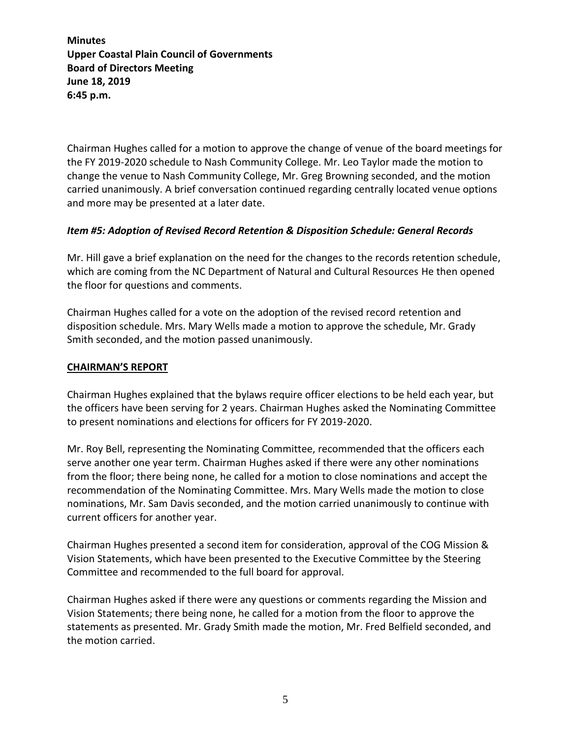**Minutes**
**Upper Coastal Plain Council of Governments**
**Board of Directors Meeting**
**June 18, 2019**
**6:45 p.m.**

Chairman Hughes called for a motion to approve the change of venue of the board meetings for the FY 2019-2020 schedule to Nash Community College. Mr. Leo Taylor made the motion to change the venue to Nash Community College, Mr. Greg Browning seconded, and the motion carried unanimously. A brief conversation continued regarding centrally located venue options and more may be presented at a later date.

***Item #5: Adoption of Revised Record Retention & Disposition Schedule: General Records***

Mr. Hill gave a brief explanation on the need for the changes to the records retention schedule, which are coming from the NC Department of Natural and Cultural Resources He then opened the floor for questions and comments.

Chairman Hughes called for a vote on the adoption of the revised record retention and disposition schedule. Mrs. Mary Wells made a motion to approve the schedule, Mr. Grady Smith seconded, and the motion passed unanimously.

**CHAIRMAN'S REPORT**

Chairman Hughes explained that the bylaws require officer elections to be held each year, but the officers have been serving for 2 years. Chairman Hughes asked the Nominating Committee to present nominations and elections for officers for FY 2019-2020.

Mr. Roy Bell, representing the Nominating Committee, recommended that the officers each serve another one year term. Chairman Hughes asked if there were any other nominations from the floor; there being none, he called for a motion to close nominations and accept the recommendation of the Nominating Committee. Mrs. Mary Wells made the motion to close nominations, Mr. Sam Davis seconded, and the motion carried unanimously to continue with current officers for another year.

Chairman Hughes presented a second item for consideration, approval of the COG Mission & Vision Statements, which have been presented to the Executive Committee by the Steering Committee and recommended to the full board for approval.

Chairman Hughes asked if there were any questions or comments regarding the Mission and Vision Statements; there being none, he called for a motion from the floor to approve the statements as presented. Mr. Grady Smith made the motion, Mr. Fred Belfield seconded, and the motion carried.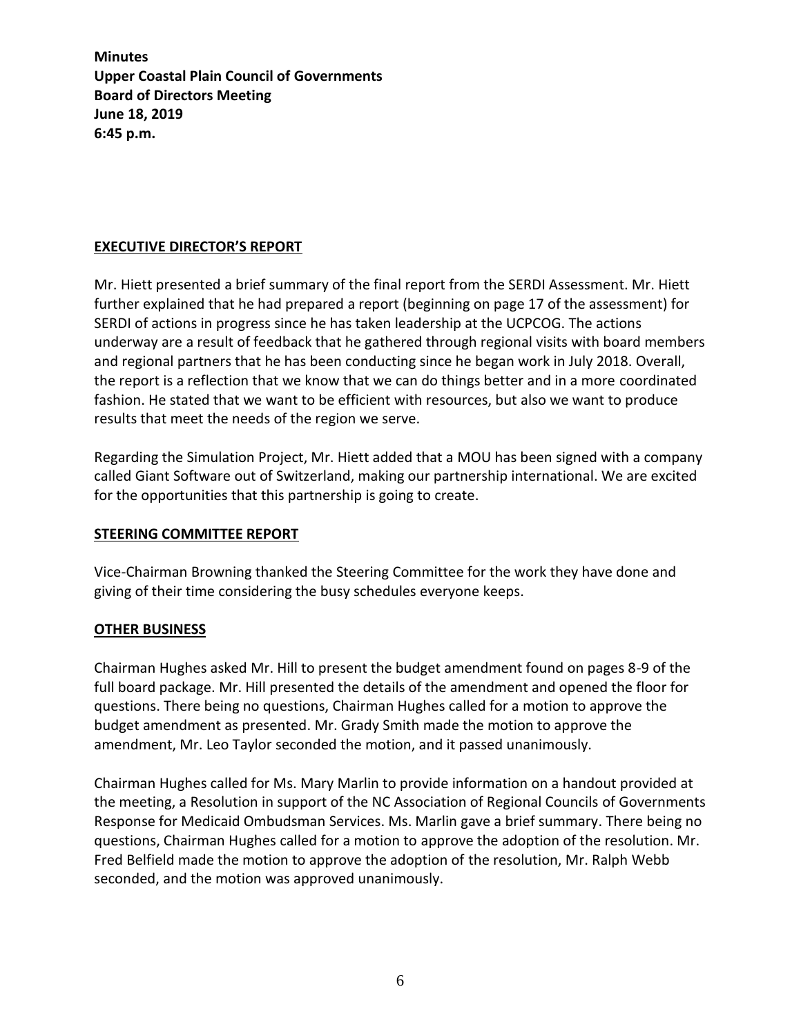**Minutes**
**Upper Coastal Plain Council of Governments**
**Board of Directors Meeting**
**June 18, 2019**
**6:45 p.m.**

## EXECUTIVE DIRECTOR'S REPORT

Mr. Hiett presented a brief summary of the final report from the SERDI Assessment. Mr. Hiett further explained that he had prepared a report (beginning on page 17 of the assessment) for SERDI of actions in progress since he has taken leadership at the UCPCOG. The actions underway are a result of feedback that he gathered through regional visits with board members and regional partners that he has been conducting since he began work in July 2018. Overall, the report is a reflection that we know that we can do things better and in a more coordinated fashion. He stated that we want to be efficient with resources, but also we want to produce results that meet the needs of the region we serve.

Regarding the Simulation Project, Mr. Hiett added that a MOU has been signed with a company called Giant Software out of Switzerland, making our partnership international. We are excited for the opportunities that this partnership is going to create.

## STEERING COMMITTEE REPORT

Vice-Chairman Browning thanked the Steering Committee for the work they have done and giving of their time considering the busy schedules everyone keeps.

## OTHER BUSINESS

Chairman Hughes asked Mr. Hill to present the budget amendment found on pages 8-9 of the full board package. Mr. Hill presented the details of the amendment and opened the floor for questions. There being no questions, Chairman Hughes called for a motion to approve the budget amendment as presented. Mr. Grady Smith made the motion to approve the amendment, Mr. Leo Taylor seconded the motion, and it passed unanimously.

Chairman Hughes called for Ms. Mary Marlin to provide information on a handout provided at the meeting, a Resolution in support of the NC Association of Regional Councils of Governments Response for Medicaid Ombudsman Services. Ms. Marlin gave a brief summary. There being no questions, Chairman Hughes called for a motion to approve the adoption of the resolution. Mr. Fred Belfield made the motion to approve the adoption of the resolution, Mr. Ralph Webb seconded, and the motion was approved unanimously.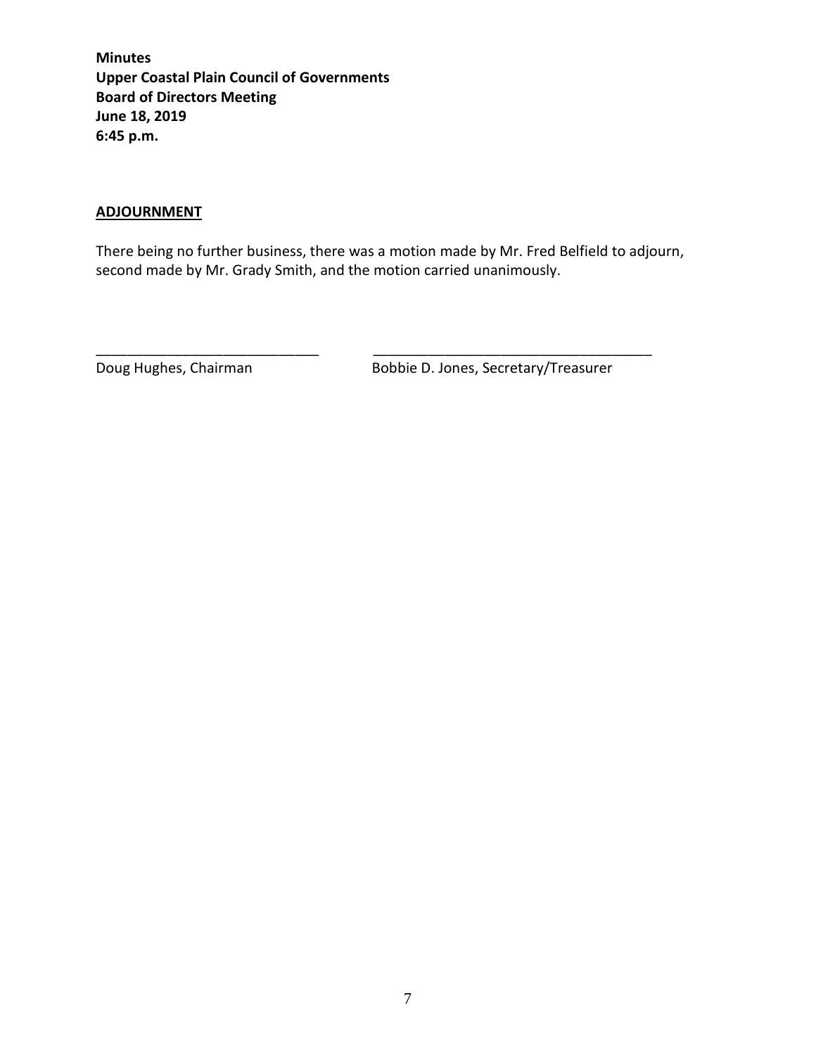**Minutes**
**Upper Coastal Plain Council of Governments**
**Board of Directors Meeting**
**June 18, 2019**
**6:45 p.m.**

## ADJOURNMENT

There being no further business, there was a motion made by Mr. Fred Belfield to adjourn, second made by Mr. Grady Smith, and the motion carried unanimously.

| | |
|---|---|
| _____________________________ | ____________________________________ |
| Doug Hughes, Chairman | Bobbie D. Jones, Secretary/Treasurer |